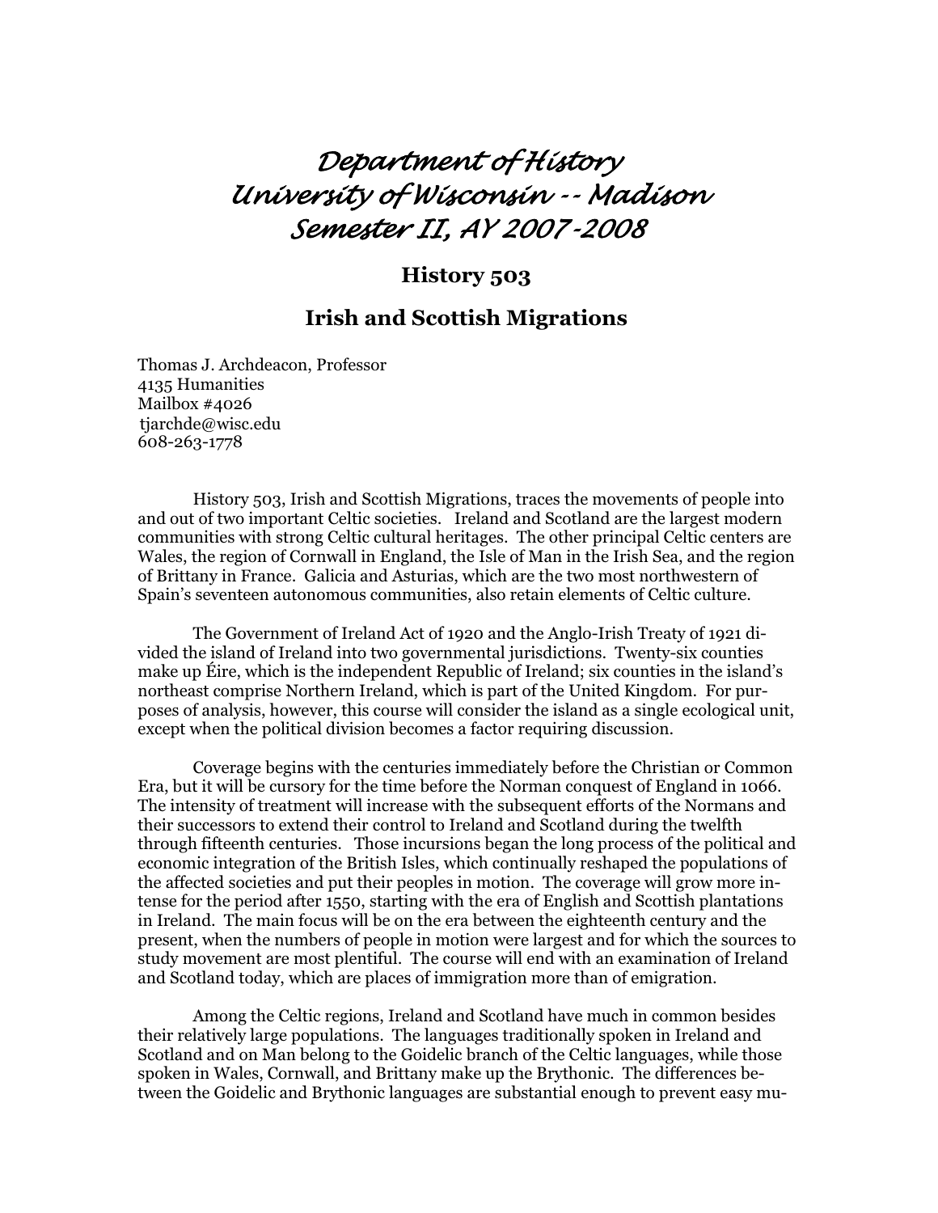# *Department of History*
# *University of Wisconsin -- Madison*
# *Semester II, AY 2007-2008*

## History 503

## Irish and Scottish Migrations

Thomas J. Archdeacon, Professor
4135 Humanities
Mailbox #4026
tjarchde@wisc.edu
608-263-1778

History 503, Irish and Scottish Migrations, traces the movements of people into and out of two important Celtic societies. Ireland and Scotland are the largest modern communities with strong Celtic cultural heritages. The other principal Celtic centers are Wales, the region of Cornwall in England, the Isle of Man in the Irish Sea, and the region of Brittany in France. Galicia and Asturias, which are the two most northwestern of Spain's seventeen autonomous communities, also retain elements of Celtic culture.

The Government of Ireland Act of 1920 and the Anglo-Irish Treaty of 1921 divided the island of Ireland into two governmental jurisdictions. Twenty-six counties make up Éire, which is the independent Republic of Ireland; six counties in the island's northeast comprise Northern Ireland, which is part of the United Kingdom. For purposes of analysis, however, this course will consider the island as a single ecological unit, except when the political division becomes a factor requiring discussion.

Coverage begins with the centuries immediately before the Christian or Common Era, but it will be cursory for the time before the Norman conquest of England in 1066. The intensity of treatment will increase with the subsequent efforts of the Normans and their successors to extend their control to Ireland and Scotland during the twelfth through fifteenth centuries. Those incursions began the long process of the political and economic integration of the British Isles, which continually reshaped the populations of the affected societies and put their peoples in motion. The coverage will grow more intense for the period after 1550, starting with the era of English and Scottish plantations in Ireland. The main focus will be on the era between the eighteenth century and the present, when the numbers of people in motion were largest and for which the sources to study movement are most plentiful. The course will end with an examination of Ireland and Scotland today, which are places of immigration more than of emigration.

Among the Celtic regions, Ireland and Scotland have much in common besides their relatively large populations. The languages traditionally spoken in Ireland and Scotland and on Man belong to the Goidelic branch of the Celtic languages, while those spoken in Wales, Cornwall, and Brittany make up the Brythonic. The differences between the Goidelic and Brythonic languages are substantial enough to prevent easy mu-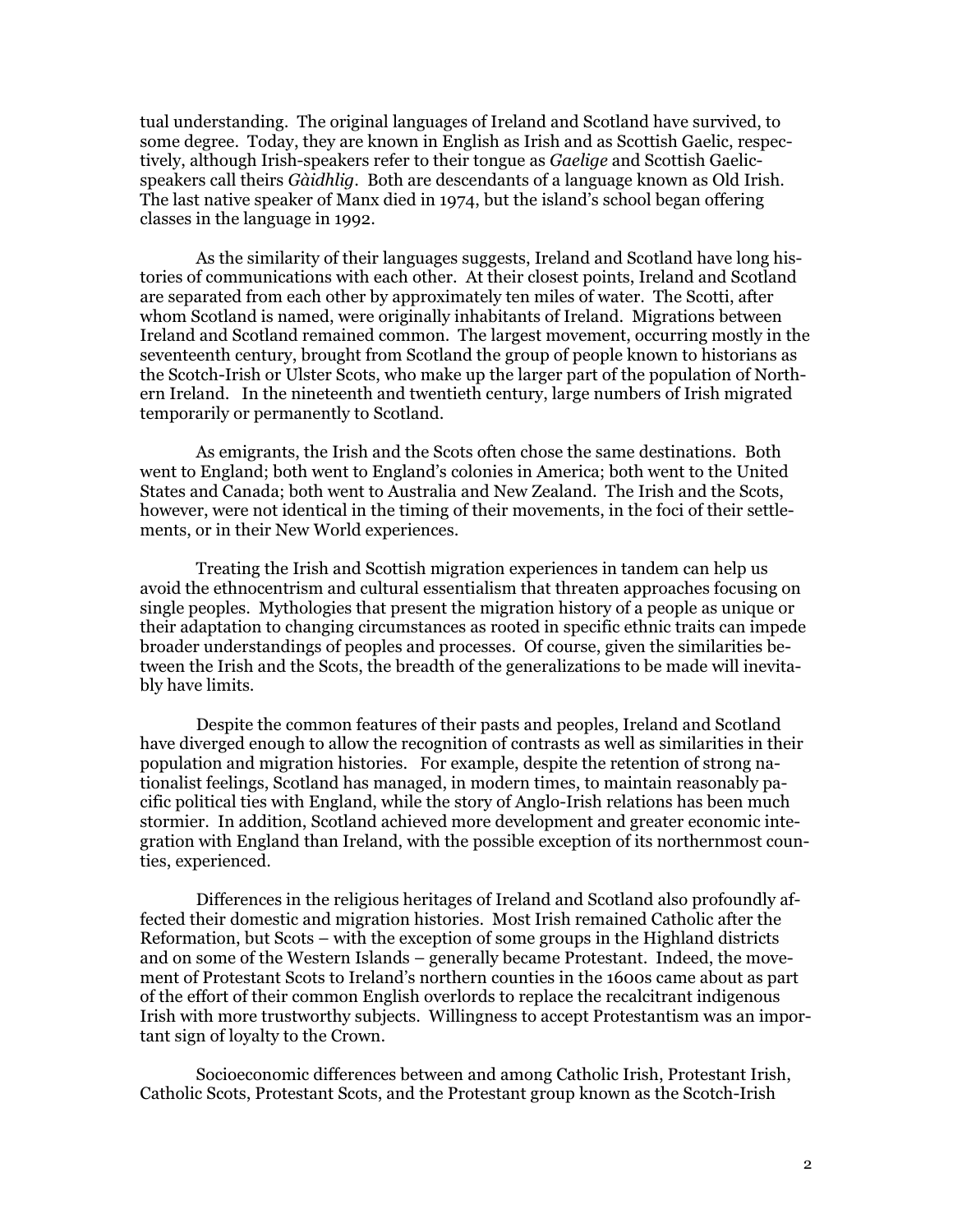tual understanding. The original languages of Ireland and Scotland have survived, to some degree. Today, they are known in English as Irish and as Scottish Gaelic, respectively, although Irish-speakers refer to their tongue as *Gaelige* and Scottish Gaelic-speakers call theirs *Gàidhlig*. Both are descendants of a language known as Old Irish. The last native speaker of Manx died in 1974, but the island's school began offering classes in the language in 1992.

As the similarity of their languages suggests, Ireland and Scotland have long histories of communications with each other. At their closest points, Ireland and Scotland are separated from each other by approximately ten miles of water. The Scotti, after whom Scotland is named, were originally inhabitants of Ireland. Migrations between Ireland and Scotland remained common. The largest movement, occurring mostly in the seventeenth century, brought from Scotland the group of people known to historians as the Scotch-Irish or Ulster Scots, who make up the larger part of the population of Northern Ireland. In the nineteenth and twentieth century, large numbers of Irish migrated temporarily or permanently to Scotland.

As emigrants, the Irish and the Scots often chose the same destinations. Both went to England; both went to England's colonies in America; both went to the United States and Canada; both went to Australia and New Zealand. The Irish and the Scots, however, were not identical in the timing of their movements, in the foci of their settlements, or in their New World experiences.

Treating the Irish and Scottish migration experiences in tandem can help us avoid the ethnocentrism and cultural essentialism that threaten approaches focusing on single peoples. Mythologies that present the migration history of a people as unique or their adaptation to changing circumstances as rooted in specific ethnic traits can impede broader understandings of peoples and processes. Of course, given the similarities between the Irish and the Scots, the breadth of the generalizations to be made will inevitably have limits.

Despite the common features of their pasts and peoples, Ireland and Scotland have diverged enough to allow the recognition of contrasts as well as similarities in their population and migration histories. For example, despite the retention of strong nationalist feelings, Scotland has managed, in modern times, to maintain reasonably pacific political ties with England, while the story of Anglo-Irish relations has been much stormier. In addition, Scotland achieved more development and greater economic integration with England than Ireland, with the possible exception of its northernmost counties, experienced.

Differences in the religious heritages of Ireland and Scotland also profoundly affected their domestic and migration histories. Most Irish remained Catholic after the Reformation, but Scots – with the exception of some groups in the Highland districts and on some of the Western Islands – generally became Protestant. Indeed, the movement of Protestant Scots to Ireland's northern counties in the 1600s came about as part of the effort of their common English overlords to replace the recalcitrant indigenous Irish with more trustworthy subjects. Willingness to accept Protestantism was an important sign of loyalty to the Crown.

Socioeconomic differences between and among Catholic Irish, Protestant Irish, Catholic Scots, Protestant Scots, and the Protestant group known as the Scotch-Irish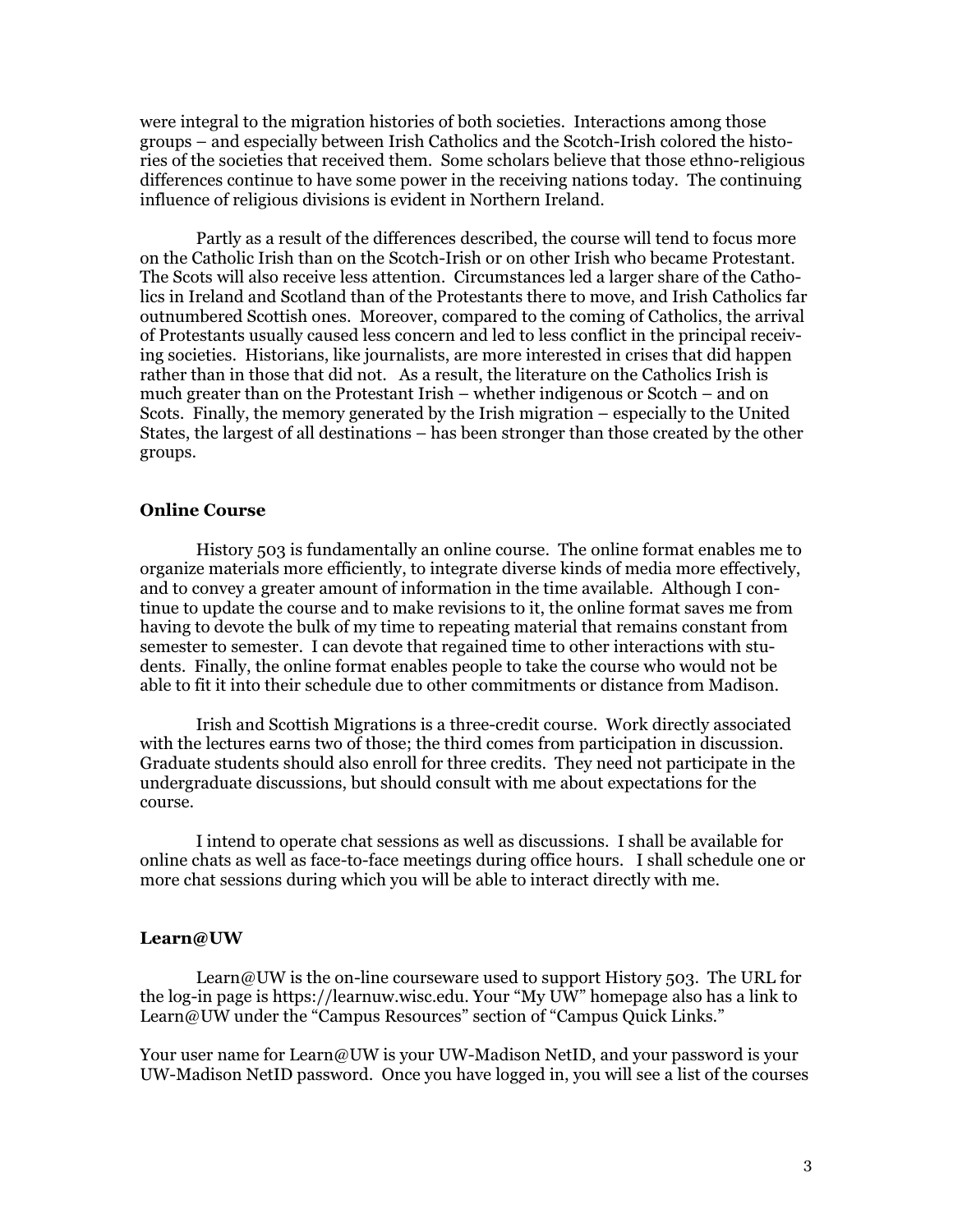were integral to the migration histories of both societies. Interactions among those groups – and especially between Irish Catholics and the Scotch-Irish colored the histories of the societies that received them. Some scholars believe that those ethno-religious differences continue to have some power in the receiving nations today. The continuing influence of religious divisions is evident in Northern Ireland.

Partly as a result of the differences described, the course will tend to focus more on the Catholic Irish than on the Scotch-Irish or on other Irish who became Protestant. The Scots will also receive less attention. Circumstances led a larger share of the Catholics in Ireland and Scotland than of the Protestants there to move, and Irish Catholics far outnumbered Scottish ones. Moreover, compared to the coming of Catholics, the arrival of Protestants usually caused less concern and led to less conflict in the principal receiving societies. Historians, like journalists, are more interested in crises that did happen rather than in those that did not. As a result, the literature on the Catholics Irish is much greater than on the Protestant Irish – whether indigenous or Scotch – and on Scots. Finally, the memory generated by the Irish migration – especially to the United States, the largest of all destinations – has been stronger than those created by the other groups.

### Online Course

History 503 is fundamentally an online course. The online format enables me to organize materials more efficiently, to integrate diverse kinds of media more effectively, and to convey a greater amount of information in the time available. Although I continue to update the course and to make revisions to it, the online format saves me from having to devote the bulk of my time to repeating material that remains constant from semester to semester. I can devote that regained time to other interactions with students. Finally, the online format enables people to take the course who would not be able to fit it into their schedule due to other commitments or distance from Madison.

Irish and Scottish Migrations is a three-credit course. Work directly associated with the lectures earns two of those; the third comes from participation in discussion. Graduate students should also enroll for three credits. They need not participate in the undergraduate discussions, but should consult with me about expectations for the course.

I intend to operate chat sessions as well as discussions. I shall be available for online chats as well as face-to-face meetings during office hours. I shall schedule one or more chat sessions during which you will be able to interact directly with me.

### Learn@UW

Learn@UW is the on-line courseware used to support History 503. The URL for the log-in page is https://learnuw.wisc.edu. Your "My UW" homepage also has a link to Learn@UW under the "Campus Resources" section of "Campus Quick Links."

Your user name for Learn@UW is your UW-Madison NetID, and your password is your UW-Madison NetID password. Once you have logged in, you will see a list of the courses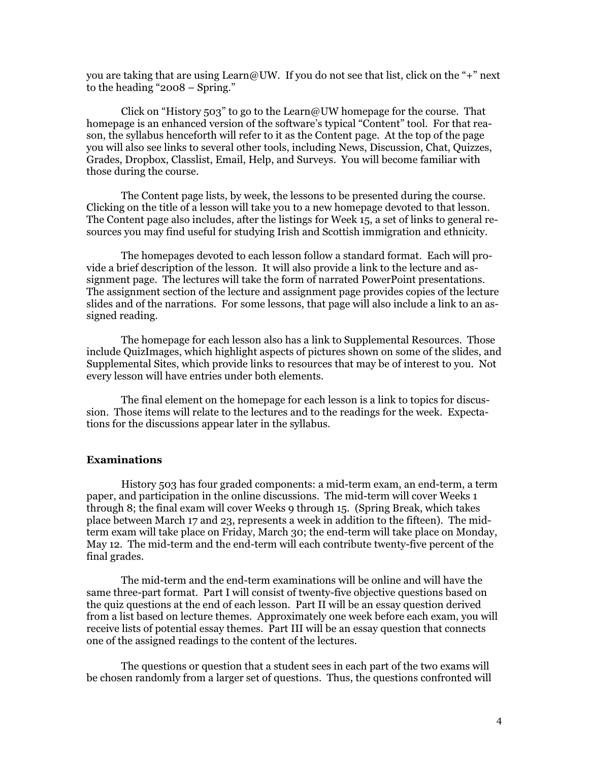you are taking that are using Learn@UW. If you do not see that list, click on the "+" next to the heading "2008 – Spring."

Click on "History 503" to go to the Learn@UW homepage for the course. That homepage is an enhanced version of the software's typical "Content" tool. For that reason, the syllabus henceforth will refer to it as the Content page. At the top of the page you will also see links to several other tools, including News, Discussion, Chat, Quizzes, Grades, Dropbox, Classlist, Email, Help, and Surveys. You will become familiar with those during the course.

The Content page lists, by week, the lessons to be presented during the course. Clicking on the title of a lesson will take you to a new homepage devoted to that lesson. The Content page also includes, after the listings for Week 15, a set of links to general resources you may find useful for studying Irish and Scottish immigration and ethnicity.

The homepages devoted to each lesson follow a standard format. Each will provide a brief description of the lesson. It will also provide a link to the lecture and assignment page. The lectures will take the form of narrated PowerPoint presentations. The assignment section of the lecture and assignment page provides copies of the lecture slides and of the narrations. For some lessons, that page will also include a link to an assigned reading.

The homepage for each lesson also has a link to Supplemental Resources. Those include QuizImages, which highlight aspects of pictures shown on some of the slides, and Supplemental Sites, which provide links to resources that may be of interest to you. Not every lesson will have entries under both elements.

The final element on the homepage for each lesson is a link to topics for discussion. Those items will relate to the lectures and to the readings for the week. Expectations for the discussions appear later in the syllabus.

### Examinations

History 503 has four graded components: a mid-term exam, an end-term, a term paper, and participation in the online discussions. The mid-term will cover Weeks 1 through 8; the final exam will cover Weeks 9 through 15. (Spring Break, which takes place between March 17 and 23, represents a week in addition to the fifteen). The mid-term exam will take place on Friday, March 30; the end-term will take place on Monday, May 12. The mid-term and the end-term will each contribute twenty-five percent of the final grades.

The mid-term and the end-term examinations will be online and will have the same three-part format. Part I will consist of twenty-five objective questions based on the quiz questions at the end of each lesson. Part II will be an essay question derived from a list based on lecture themes. Approximately one week before each exam, you will receive lists of potential essay themes. Part III will be an essay question that connects one of the assigned readings to the content of the lectures.

The questions or question that a student sees in each part of the two exams will be chosen randomly from a larger set of questions. Thus, the questions confronted will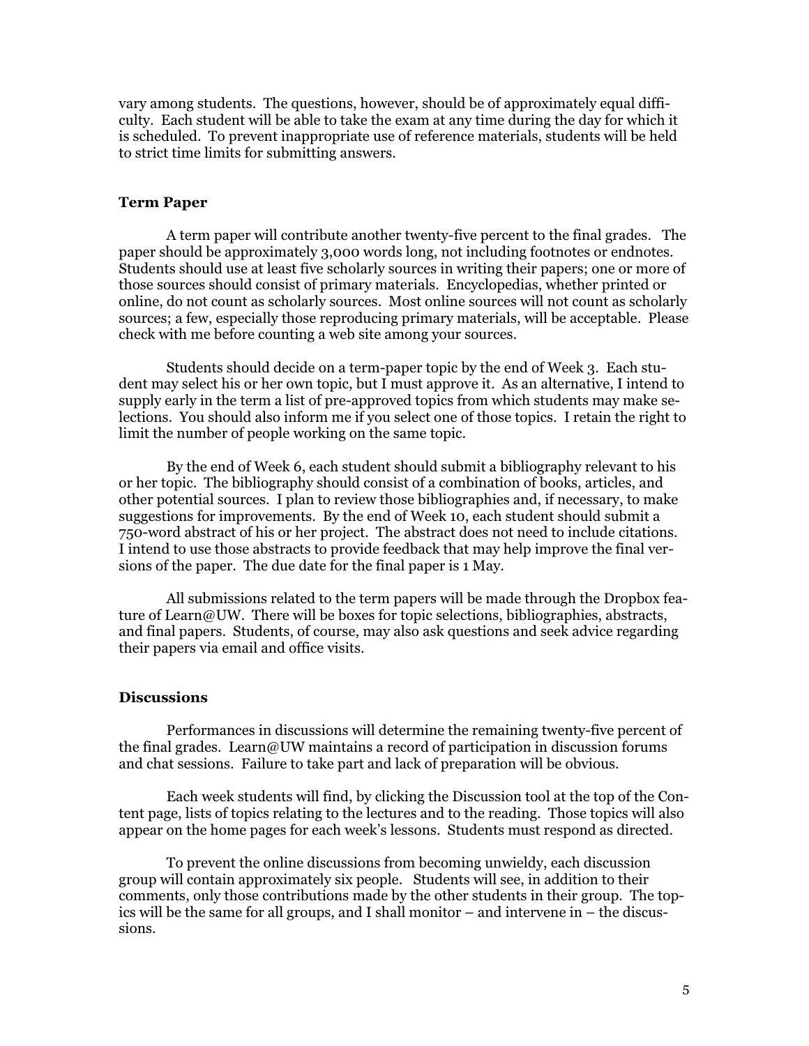vary among students. The questions, however, should be of approximately equal difficulty. Each student will be able to take the exam at any time during the day for which it is scheduled. To prevent inappropriate use of reference materials, students will be held to strict time limits for submitting answers.

### Term Paper

A term paper will contribute another twenty-five percent to the final grades. The paper should be approximately 3,000 words long, not including footnotes or endnotes. Students should use at least five scholarly sources in writing their papers; one or more of those sources should consist of primary materials. Encyclopedias, whether printed or online, do not count as scholarly sources. Most online sources will not count as scholarly sources; a few, especially those reproducing primary materials, will be acceptable. Please check with me before counting a web site among your sources.

Students should decide on a term-paper topic by the end of Week 3. Each student may select his or her own topic, but I must approve it. As an alternative, I intend to supply early in the term a list of pre-approved topics from which students may make selections. You should also inform me if you select one of those topics. I retain the right to limit the number of people working on the same topic.

By the end of Week 6, each student should submit a bibliography relevant to his or her topic. The bibliography should consist of a combination of books, articles, and other potential sources. I plan to review those bibliographies and, if necessary, to make suggestions for improvements. By the end of Week 10, each student should submit a 750-word abstract of his or her project. The abstract does not need to include citations. I intend to use those abstracts to provide feedback that may help improve the final versions of the paper. The due date for the final paper is 1 May.

All submissions related to the term papers will be made through the Dropbox feature of Learn@UW. There will be boxes for topic selections, bibliographies, abstracts, and final papers. Students, of course, may also ask questions and seek advice regarding their papers via email and office visits.

### Discussions

Performances in discussions will determine the remaining twenty-five percent of the final grades. Learn@UW maintains a record of participation in discussion forums and chat sessions. Failure to take part and lack of preparation will be obvious.

Each week students will find, by clicking the Discussion tool at the top of the Content page, lists of topics relating to the lectures and to the reading. Those topics will also appear on the home pages for each week's lessons. Students must respond as directed.

To prevent the online discussions from becoming unwieldy, each discussion group will contain approximately six people. Students will see, in addition to their comments, only those contributions made by the other students in their group. The topics will be the same for all groups, and I shall monitor – and intervene in – the discussions.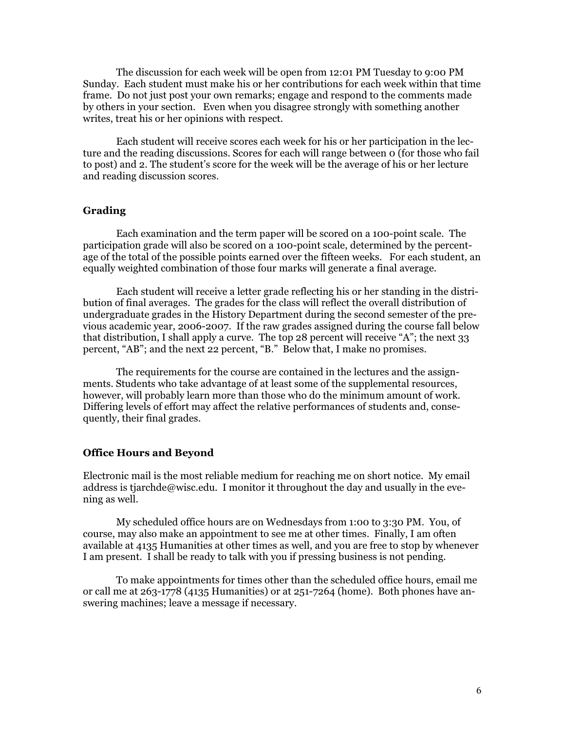The discussion for each week will be open from 12:01 PM Tuesday to 9:00 PM Sunday. Each student must make his or her contributions for each week within that time frame. Do not just post your own remarks; engage and respond to the comments made by others in your section. Even when you disagree strongly with something another writes, treat his or her opinions with respect.

Each student will receive scores each week for his or her participation in the lecture and the reading discussions. Scores for each will range between 0 (for those who fail to post) and 2. The student's score for the week will be the average of his or her lecture and reading discussion scores.

## Grading

Each examination and the term paper will be scored on a 100-point scale. The participation grade will also be scored on a 100-point scale, determined by the percentage of the total of the possible points earned over the fifteen weeks. For each student, an equally weighted combination of those four marks will generate a final average.

Each student will receive a letter grade reflecting his or her standing in the distribution of final averages. The grades for the class will reflect the overall distribution of undergraduate grades in the History Department during the second semester of the previous academic year, 2006-2007. If the raw grades assigned during the course fall below that distribution, I shall apply a curve. The top 28 percent will receive "A"; the next 33 percent, "AB"; and the next 22 percent, "B." Below that, I make no promises.

The requirements for the course are contained in the lectures and the assignments. Students who take advantage of at least some of the supplemental resources, however, will probably learn more than those who do the minimum amount of work. Differing levels of effort may affect the relative performances of students and, consequently, their final grades.

## Office Hours and Beyond

Electronic mail is the most reliable medium for reaching me on short notice. My email address is tjarchde@wisc.edu. I monitor it throughout the day and usually in the evening as well.

My scheduled office hours are on Wednesdays from 1:00 to 3:30 PM. You, of course, may also make an appointment to see me at other times. Finally, I am often available at 4135 Humanities at other times as well, and you are free to stop by whenever I am present. I shall be ready to talk with you if pressing business is not pending.

To make appointments for times other than the scheduled office hours, email me or call me at 263-1778 (4135 Humanities) or at 251-7264 (home). Both phones have answering machines; leave a message if necessary.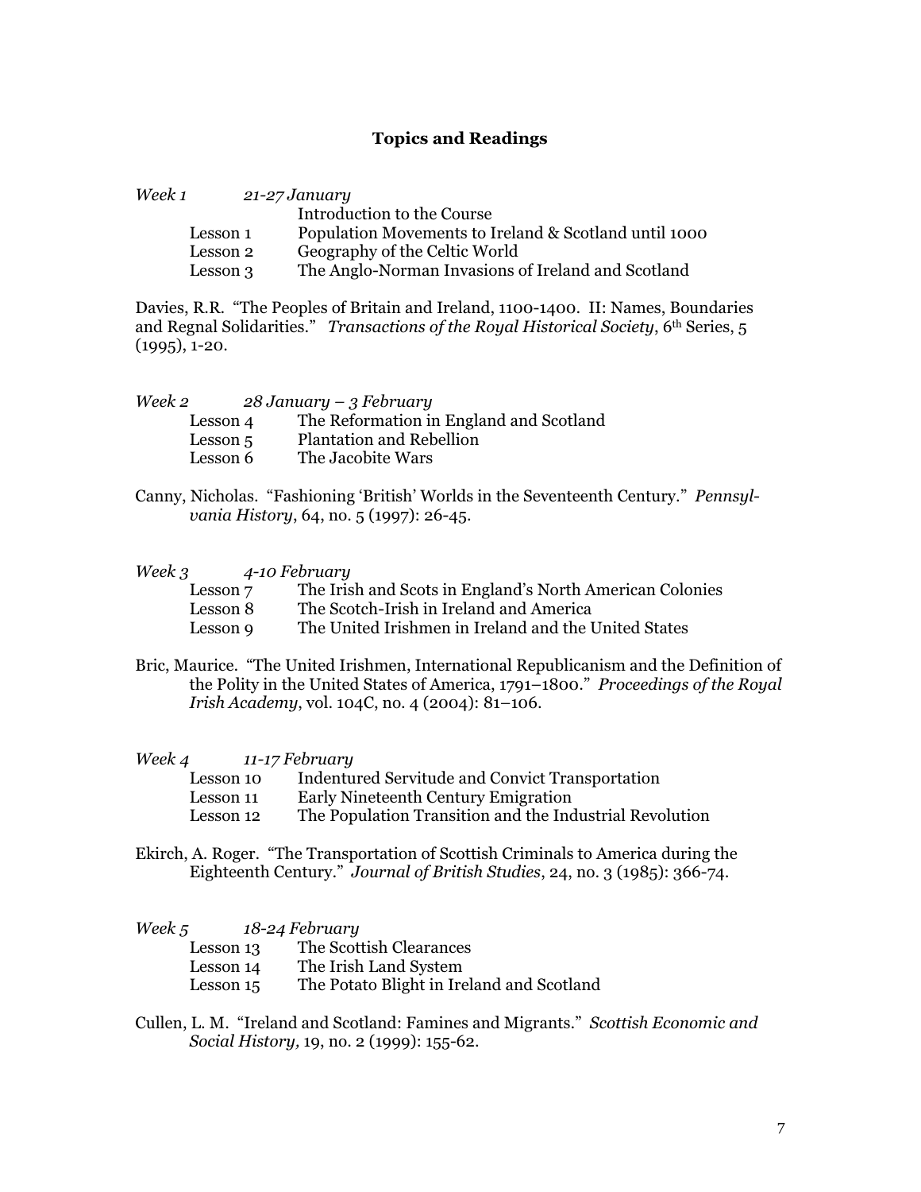## Topics and Readings

*Week 1* *21-27 January*

Introduction to the Course

- Lesson 1 Population Movements to Ireland & Scotland until 1000
- Lesson 2 Geography of the Celtic World
- Lesson 3 The Anglo-Norman Invasions of Ireland and Scotland

Davies, R.R. "The Peoples of Britain and Ireland, 1100-1400. II: Names, Boundaries and Regnal Solidarities." *Transactions of the Royal Historical Society*, 6th Series, 5 (1995), 1-20.

*Week 2* *28 January – 3 February*

- Lesson 4 The Reformation in England and Scotland
- Lesson 5 Plantation and Rebellion
- Lesson 6 The Jacobite Wars

Canny, Nicholas. "Fashioning 'British' Worlds in the Seventeenth Century." *Pennsylvania History*, 64, no. 5 (1997): 26-45.

*Week 3* *4-10 February*

- Lesson 7 The Irish and Scots in England's North American Colonies
- Lesson 8 The Scotch-Irish in Ireland and America
- Lesson 9 The United Irishmen in Ireland and the United States

Bric, Maurice. "The United Irishmen, International Republicanism and the Definition of the Polity in the United States of America, 1791–1800." *Proceedings of the Royal Irish Academy*, vol. 104C, no. 4 (2004): 81–106.

*Week 4* *11-17 February*

- Lesson 10 Indentured Servitude and Convict Transportation
- Lesson 11 Early Nineteenth Century Emigration
- Lesson 12 The Population Transition and the Industrial Revolution

Ekirch, A. Roger. "The Transportation of Scottish Criminals to America during the Eighteenth Century." *Journal of British Studies*, 24, no. 3 (1985): 366-74.

*Week 5* *18-24 February*

- Lesson 13 The Scottish Clearances
- Lesson 14 The Irish Land System
- Lesson 15 The Potato Blight in Ireland and Scotland

Cullen, L. M. "Ireland and Scotland: Famines and Migrants." *Scottish Economic and Social History,* 19, no. 2 (1999): 155-62.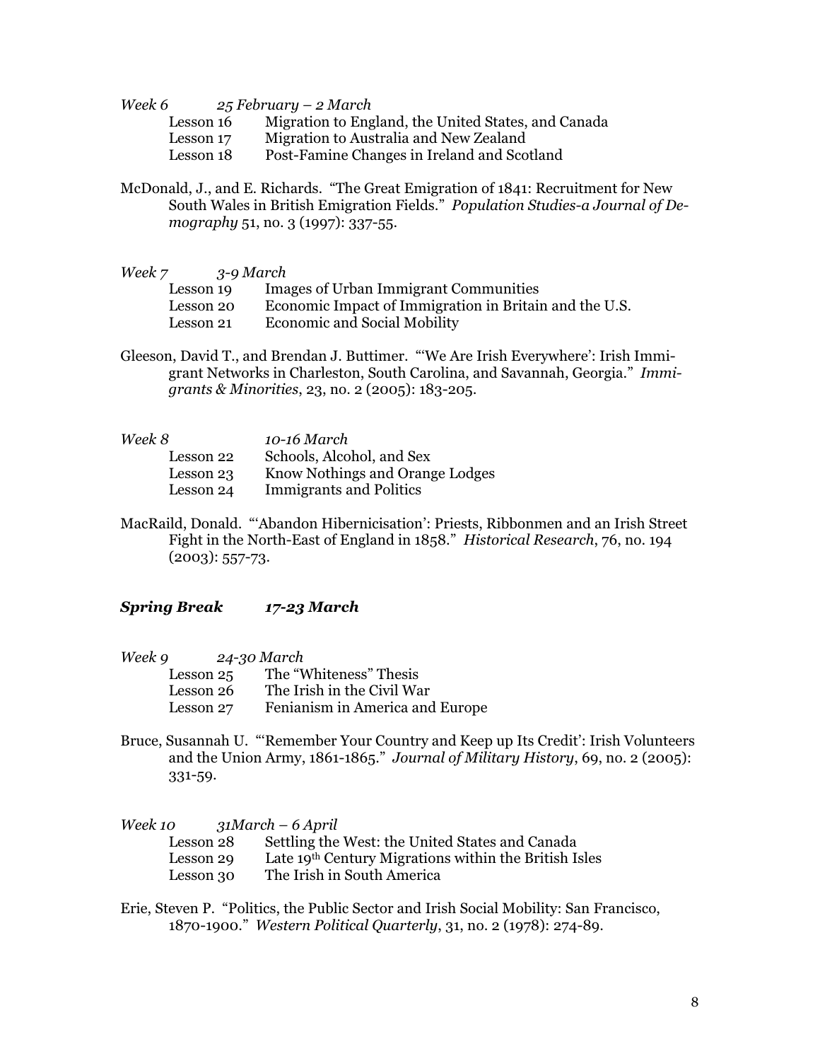*Week 6* *25 February – 2 March*

Lesson 16 Migration to England, the United States, and Canada
Lesson 17 Migration to Australia and New Zealand
Lesson 18 Post-Famine Changes in Ireland and Scotland

McDonald, J., and E. Richards. "The Great Emigration of 1841: Recruitment for New South Wales in British Emigration Fields." *Population Studies-a Journal of Demography* 51, no. 3 (1997): 337-55.

*Week 7* *3-9 March*

Lesson 19 Images of Urban Immigrant Communities
Lesson 20 Economic Impact of Immigration in Britain and the U.S.
Lesson 21 Economic and Social Mobility

Gleeson, David T., and Brendan J. Buttimer. "'We Are Irish Everywhere': Irish Immigrant Networks in Charleston, South Carolina, and Savannah, Georgia." *Immigrants & Minorities*, 23, no. 2 (2005): 183-205.

*Week 8* *10-16 March*

Lesson 22 Schools, Alcohol, and Sex
Lesson 23 Know Nothings and Orange Lodges
Lesson 24 Immigrants and Politics

MacRaild, Donald. "'Abandon Hibernicisation': Priests, Ribbonmen and an Irish Street Fight in the North-East of England in 1858." *Historical Research*, 76, no. 194 (2003): 557-73.

***Spring Break*** ***17-23 March***

*Week 9* *24-30 March*

Lesson 25 The "Whiteness" Thesis
Lesson 26 The Irish in the Civil War
Lesson 27 Fenianism in America and Europe

Bruce, Susannah U. "'Remember Your Country and Keep up Its Credit': Irish Volunteers and the Union Army, 1861-1865." *Journal of Military History*, 69, no. 2 (2005): 331-59.

*Week 10* *31March – 6 April*

Lesson 28 Settling the West: the United States and Canada
Lesson 29 Late 19th Century Migrations within the British Isles
Lesson 30 The Irish in South America

Erie, Steven P. "Politics, the Public Sector and Irish Social Mobility: San Francisco, 1870-1900." *Western Political Quarterly*, 31, no. 2 (1978): 274-89.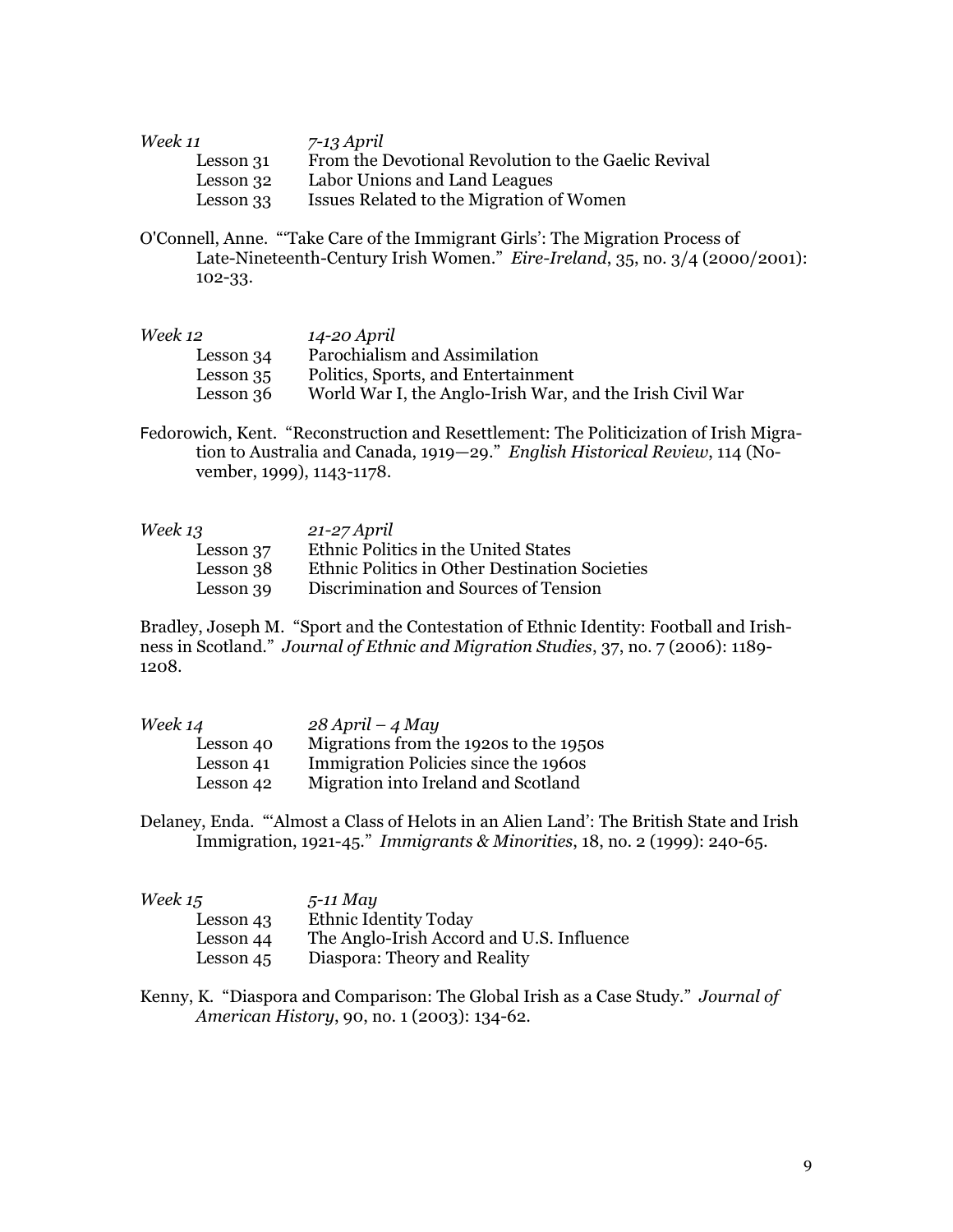*Week 11* *7-13 April*

Lesson 31 From the Devotional Revolution to the Gaelic Revival
Lesson 32 Labor Unions and Land Leagues
Lesson 33 Issues Related to the Migration of Women

O'Connell, Anne. "'Take Care of the Immigrant Girls': The Migration Process of Late-Nineteenth-Century Irish Women." *Eire-Ireland*, 35, no. 3/4 (2000/2001): 102-33.

*Week 12* *14-20 April*

Lesson 34 Parochialism and Assimilation
Lesson 35 Politics, Sports, and Entertainment
Lesson 36 World War I, the Anglo-Irish War, and the Irish Civil War

Fedorowich, Kent. "Reconstruction and Resettlement: The Politicization of Irish Migration to Australia and Canada, 1919—29." *English Historical Review*, 114 (November, 1999), 1143-1178.

*Week 13* *21-27 April*

Lesson 37 Ethnic Politics in the United States
Lesson 38 Ethnic Politics in Other Destination Societies
Lesson 39 Discrimination and Sources of Tension

Bradley, Joseph M. "Sport and the Contestation of Ethnic Identity: Football and Irishness in Scotland." *Journal of Ethnic and Migration Studies*, 37, no. 7 (2006): 1189-1208.

*Week 14* *28 April – 4 May*

Lesson 40 Migrations from the 1920s to the 1950s
Lesson 41 Immigration Policies since the 1960s
Lesson 42 Migration into Ireland and Scotland

Delaney, Enda. "'Almost a Class of Helots in an Alien Land': The British State and Irish Immigration, 1921-45." *Immigrants & Minorities*, 18, no. 2 (1999): 240-65.

*Week 15* *5-11 May*

Lesson 43 Ethnic Identity Today
Lesson 44 The Anglo-Irish Accord and U.S. Influence
Lesson 45 Diaspora: Theory and Reality

Kenny, K. "Diaspora and Comparison: The Global Irish as a Case Study." *Journal of American History*, 90, no. 1 (2003): 134-62.